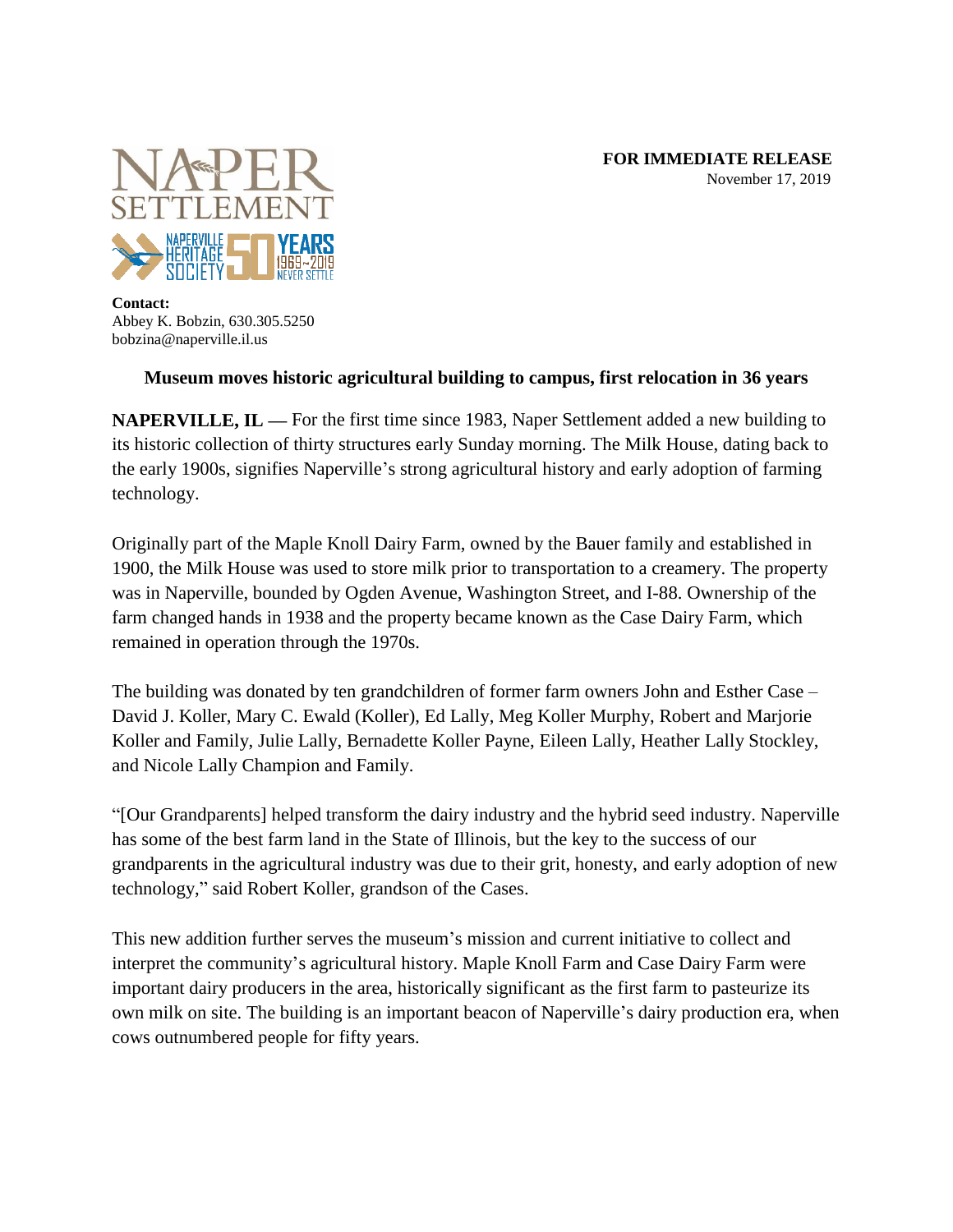**FOR IMMEDIATE RELEASE**
November 17, 2019

NAPER SETTLEMENT
NAPERVILLE HERITAGE SOCIETY 50 YEARS 1969~2019 NEVER SETTLE

**Contact:**
Abbey K. Bobzin, 630.305.5250
bobzina@naperville.il.us

## Museum moves historic agricultural building to campus, first relocation in 36 years

**NAPERVILLE, IL —** For the first time since 1983, Naper Settlement added a new building to its historic collection of thirty structures early Sunday morning. The Milk House, dating back to the early 1900s, signifies Naperville's strong agricultural history and early adoption of farming technology.

Originally part of the Maple Knoll Dairy Farm, owned by the Bauer family and established in 1900, the Milk House was used to store milk prior to transportation to a creamery. The property was in Naperville, bounded by Ogden Avenue, Washington Street, and I-88. Ownership of the farm changed hands in 1938 and the property became known as the Case Dairy Farm, which remained in operation through the 1970s.

The building was donated by ten grandchildren of former farm owners John and Esther Case – David J. Koller, Mary C. Ewald (Koller), Ed Lally, Meg Koller Murphy, Robert and Marjorie Koller and Family, Julie Lally, Bernadette Koller Payne, Eileen Lally, Heather Lally Stockley, and Nicole Lally Champion and Family.

"[Our Grandparents] helped transform the dairy industry and the hybrid seed industry. Naperville has some of the best farm land in the State of Illinois, but the key to the success of our grandparents in the agricultural industry was due to their grit, honesty, and early adoption of new technology," said Robert Koller, grandson of the Cases.

This new addition further serves the museum's mission and current initiative to collect and interpret the community's agricultural history. Maple Knoll Farm and Case Dairy Farm were important dairy producers in the area, historically significant as the first farm to pasteurize its own milk on site. The building is an important beacon of Naperville's dairy production era, when cows outnumbered people for fifty years.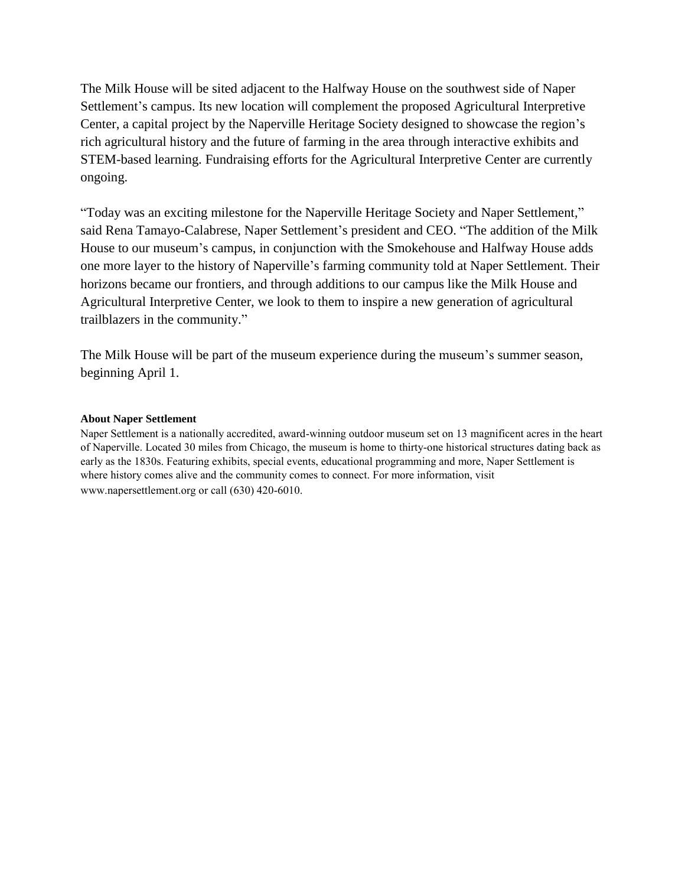The Milk House will be sited adjacent to the Halfway House on the southwest side of Naper Settlement's campus. Its new location will complement the proposed Agricultural Interpretive Center, a capital project by the Naperville Heritage Society designed to showcase the region's rich agricultural history and the future of farming in the area through interactive exhibits and STEM-based learning. Fundraising efforts for the Agricultural Interpretive Center are currently ongoing.

"Today was an exciting milestone for the Naperville Heritage Society and Naper Settlement," said Rena Tamayo-Calabrese, Naper Settlement's president and CEO. "The addition of the Milk House to our museum's campus, in conjunction with the Smokehouse and Halfway House adds one more layer to the history of Naperville's farming community told at Naper Settlement. Their horizons became our frontiers, and through additions to our campus like the Milk House and Agricultural Interpretive Center, we look to them to inspire a new generation of agricultural trailblazers in the community."

The Milk House will be part of the museum experience during the museum's summer season, beginning April 1.

**About Naper Settlement**

Naper Settlement is a nationally accredited, award-winning outdoor museum set on 13 magnificent acres in the heart of Naperville. Located 30 miles from Chicago, the museum is home to thirty-one historical structures dating back as early as the 1830s. Featuring exhibits, special events, educational programming and more, Naper Settlement is where history comes alive and the community comes to connect. For more information, visit www.napersettlement.org or call (630) 420-6010.